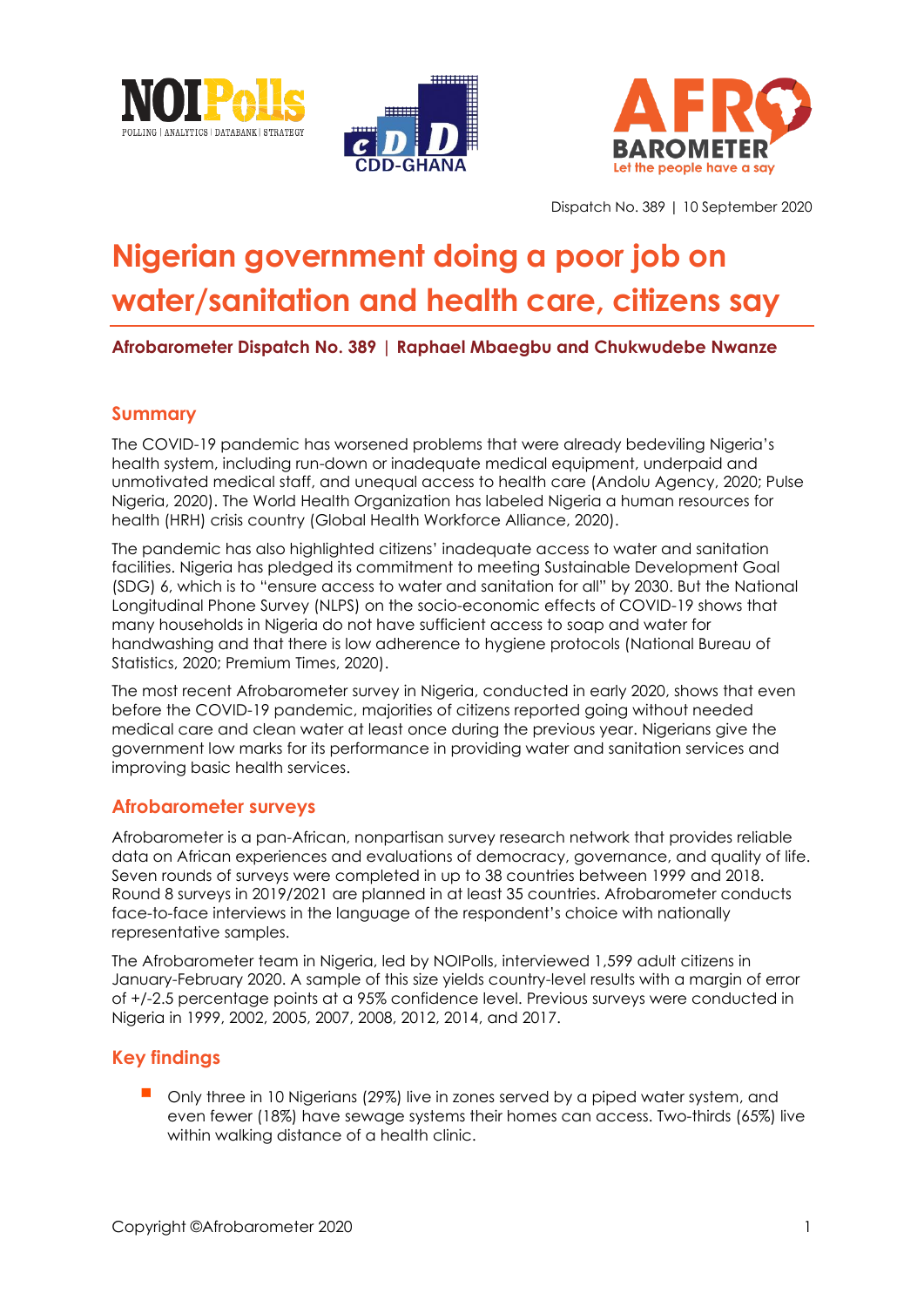Dispatch No. 389 | 10 September 2020

# Nigerian government doing a poor job on water/sanitation and health care, citizens say

**Afrobarometer Dispatch No. 389 | Raphael Mbaegbu and Chukwudebe Nwanze**

## Summary

The COVID-19 pandemic has worsened problems that were already bedeviling Nigeria's health system, including run-down or inadequate medical equipment, underpaid and unmotivated medical staff, and unequal access to health care (Andolu Agency, 2020; Pulse Nigeria, 2020). The World Health Organization has labeled Nigeria a human resources for health (HRH) crisis country (Global Health Workforce Alliance, 2020).

The pandemic has also highlighted citizens' inadequate access to water and sanitation facilities. Nigeria has pledged its commitment to meeting Sustainable Development Goal (SDG) 6, which is to "ensure access to water and sanitation for all" by 2030. But the National Longitudinal Phone Survey (NLPS) on the socio-economic effects of COVID-19 shows that many households in Nigeria do not have sufficient access to soap and water for handwashing and that there is low adherence to hygiene protocols (National Bureau of Statistics, 2020; Premium Times, 2020).

The most recent Afrobarometer survey in Nigeria, conducted in early 2020, shows that even before the COVID-19 pandemic, majorities of citizens reported going without needed medical care and clean water at least once during the previous year. Nigerians give the government low marks for its performance in providing water and sanitation services and improving basic health services.

## Afrobarometer surveys

Afrobarometer is a pan-African, nonpartisan survey research network that provides reliable data on African experiences and evaluations of democracy, governance, and quality of life. Seven rounds of surveys were completed in up to 38 countries between 1999 and 2018. Round 8 surveys in 2019/2021 are planned in at least 35 countries. Afrobarometer conducts face-to-face interviews in the language of the respondent's choice with nationally representative samples.

The Afrobarometer team in Nigeria, led by NOIPolls, interviewed 1,599 adult citizens in January-February 2020. A sample of this size yields country-level results with a margin of error of +/-2.5 percentage points at a 95% confidence level. Previous surveys were conducted in Nigeria in 1999, 2002, 2005, 2007, 2008, 2012, 2014, and 2017.

## Key findings

- Only three in 10 Nigerians (29%) live in zones served by a piped water system, and even fewer (18%) have sewage systems their homes can access. Two-thirds (65%) live within walking distance of a health clinic.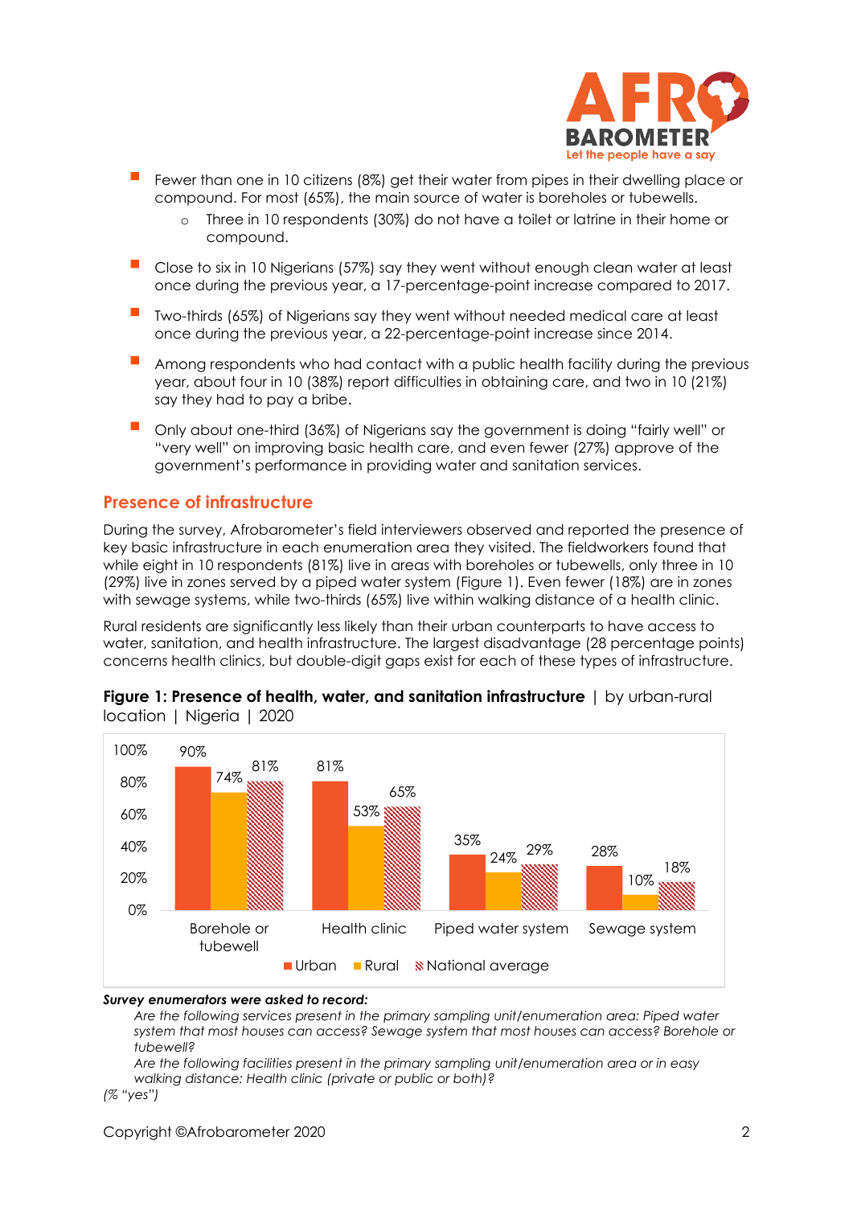- Fewer than one in 10 citizens (8%) get their water from pipes in their dwelling place or compound. For most (65%), the main source of water is boreholes or tubewells.
    - Three in 10 respondents (30%) do not have a toilet or latrine in their home or compound.
- Close to six in 10 Nigerians (57%) say they went without enough clean water at least once during the previous year, a 17-percentage-point increase compared to 2017.
- Two-thirds (65%) of Nigerians say they went without needed medical care at least once during the previous year, a 22-percentage-point increase since 2014.
- Among respondents who had contact with a public health facility during the previous year, about four in 10 (38%) report difficulties in obtaining care, and two in 10 (21%) say they had to pay a bribe.
- Only about one-third (36%) of Nigerians say the government is doing "fairly well" or "very well" on improving basic health care, and even fewer (27%) approve of the government's performance in providing water and sanitation services.

## Presence of infrastructure

During the survey, Afrobarometer's field interviewers observed and reported the presence of key basic infrastructure in each enumeration area they visited. The fieldworkers found that while eight in 10 respondents (81%) live in areas with boreholes or tubewells, only three in 10 (29%) live in zones served by a piped water system (Figure 1). Even fewer (18%) are in zones with sewage systems, while two-thirds (65%) live within walking distance of a health clinic.

Rural residents are significantly less likely than their urban counterparts to have access to water, sanitation, and health infrastructure. The largest disadvantage (28 percentage points) concerns health clinics, but double-digit gaps exist for each of these types of infrastructure.

**Figure 1: Presence of health, water, and sanitation infrastructure** | by urban-rural location | Nigeria | 2020

| | Urban | Rural | National average |
|---|---|---|---|
| Borehole or tubewell | 90% | 74% | 81% |
| Health clinic | 81% | 53% | 65% |
| Piped water system | 35% | 24% | 29% |
| Sewage system | 28% | 10% | 18% |

***Survey enumerators were asked to record:***

*Are the following services present in the primary sampling unit/enumeration area: Piped water system that most houses can access? Sewage system that most houses can access? Borehole or tubewell?*

*Are the following facilities present in the primary sampling unit/enumeration area or in easy walking distance: Health clinic (private or public or both)?*

*(% "yes")*

Copyright ©Afrobarometer 2020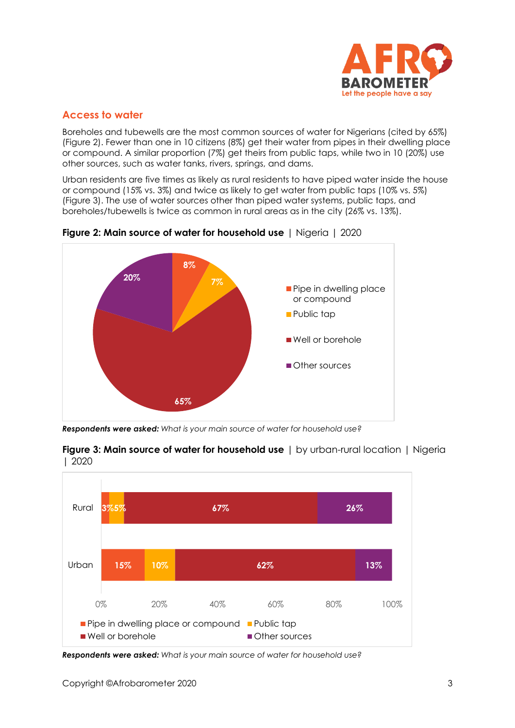## Access to water

Boreholes and tubewells are the most common sources of water for Nigerians (cited by 65%) (Figure 2). Fewer than one in 10 citizens (8%) get their water from pipes in their dwelling place or compound. A similar proportion (7%) get theirs from public taps, while two in 10 (20%) use other sources, such as water tanks, rivers, springs, and dams.

Urban residents are five times as likely as rural residents to have piped water inside the house or compound (15% vs. 3%) and twice as likely to get water from public taps (10% vs. 5%) (Figure 3). The use of water sources other than piped water systems, public taps, and boreholes/tubewells is twice as common in rural areas as in the city (26% vs. 13%).

**Figure 2: Main source of water for household use** | Nigeria | 2020

| Source | % |
|---|---|
| Pipe in dwelling place or compound | 8% |
| Public tap | 7% |
| Well or borehole | 65% |
| Other sources | 20% |

***Respondents were asked:*** *What is your main source of water for household use?*

**Figure 3: Main source of water for household use** | by urban-rural location | Nigeria | 2020

| | Pipe in dwelling place or compound | Public tap | Well or borehole | Other sources |
|---|---|---|---|---|
| Rural | 3% | 5% | 67% | 26% |
| Urban | 15% | 10% | 62% | 13% |

***Respondents were asked:*** *What is your main source of water for household use?*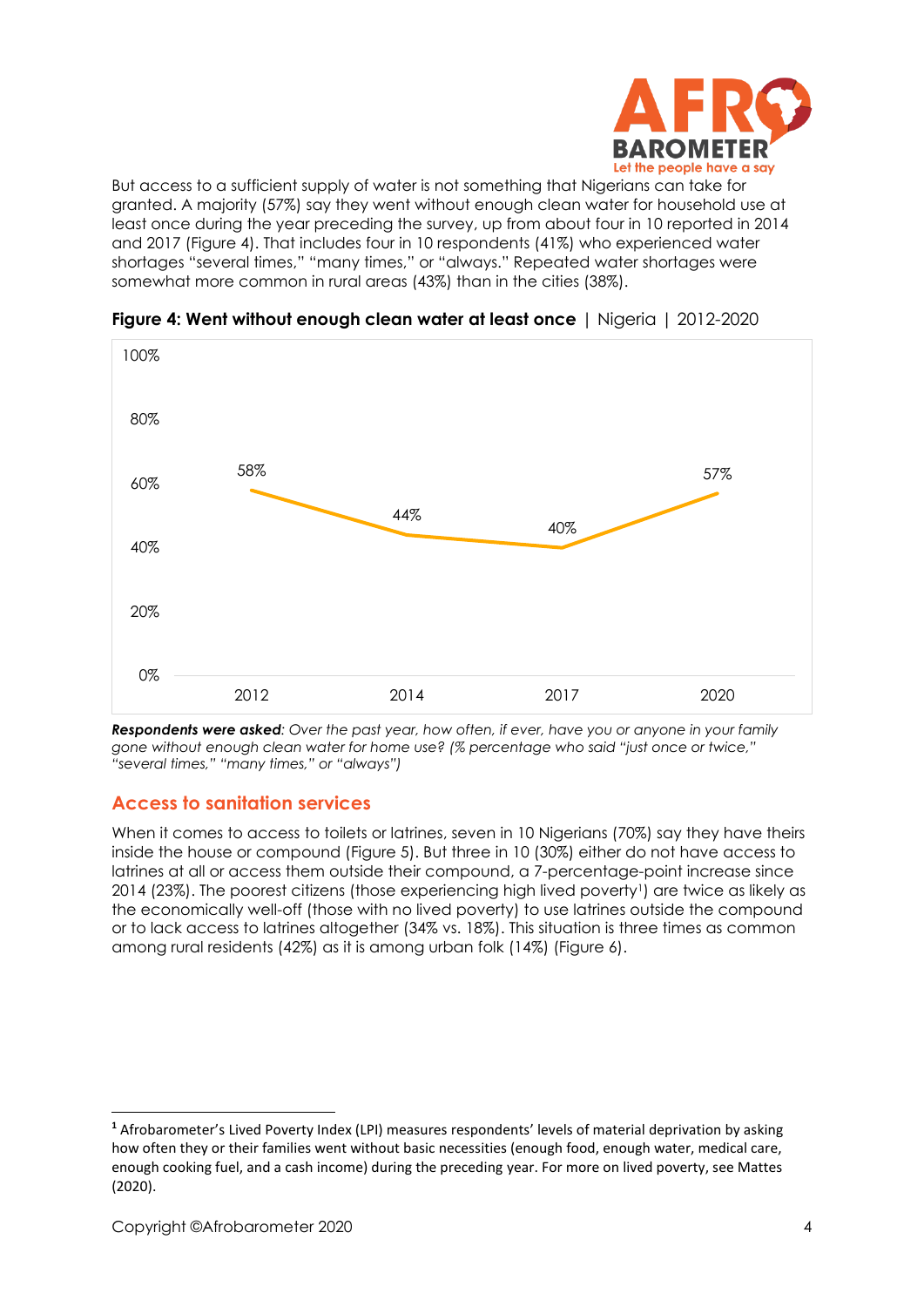But access to a sufficient supply of water is not something that Nigerians can take for granted. A majority (57%) say they went without enough clean water for household use at least once during the year preceding the survey, up from about four in 10 reported in 2014 and 2017 (Figure 4). That includes four in 10 respondents (41%) who experienced water shortages "several times," "many times," or "always." Repeated water shortages were somewhat more common in rural areas (43%) than in the cities (38%).

**Figure 4: Went without enough clean water at least once** | Nigeria | 2012-2020

| Year | % |
|---|---|
| 2012 | 58% |
| 2014 | 44% |
| 2017 | 40% |
| 2020 | 57% |

***Respondents were asked**: Over the past year, how often, if ever, have you or anyone in your family gone without enough clean water for home use? (% percentage who said "just once or twice," "several times," "many times," or "always")*

## Access to sanitation services

When it comes to access to toilets or latrines, seven in 10 Nigerians (70%) say they have theirs inside the house or compound (Figure 5). But three in 10 (30%) either do not have access to latrines at all or access them outside their compound, a 7-percentage-point increase since 2014 (23%). The poorest citizens (those experiencing high lived poverty[1]) are twice as likely as the economically well-off (those with no lived poverty) to use latrines outside the compound or to lack access to latrines altogether (34% vs. 18%). This situation is three times as common among rural residents (42%) as it is among urban folk (14%) (Figure 6).

---

[1] Afrobarometer's Lived Poverty Index (LPI) measures respondents' levels of material deprivation by asking how often they or their families went without basic necessities (enough food, enough water, medical care, enough cooking fuel, and a cash income) during the preceding year. For more on lived poverty, see Mattes (2020).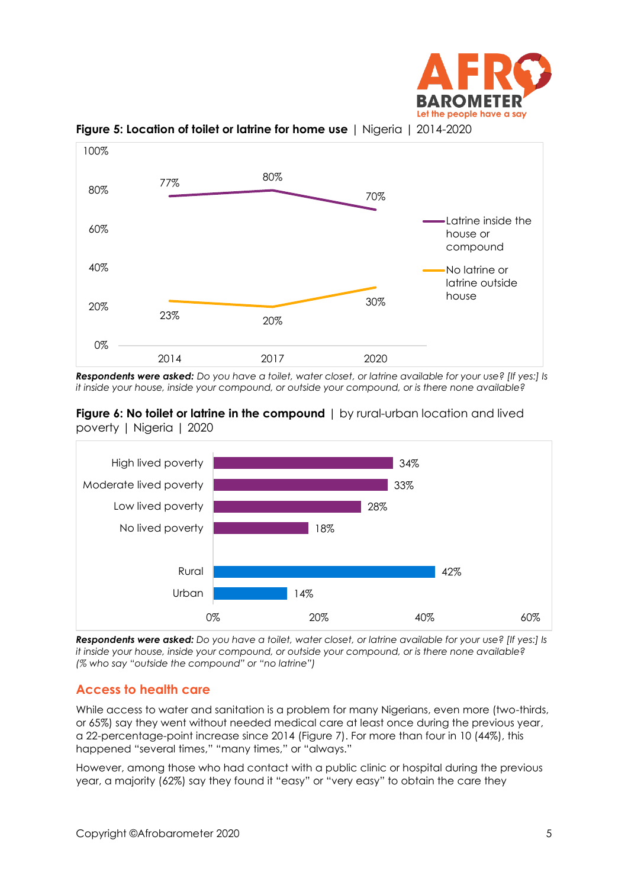**Figure 5: Location of toilet or latrine for home use** | Nigeria | 2014-2020

| | 2014 | 2017 | 2020 |
|---|---|---|---|
| Latrine inside the house or compound | 77% | 80% | 70% |
| No latrine or latrine outside house | 23% | 20% | 30% |

***Respondents were asked:*** *Do you have a toilet, water closet, or latrine available for your use? [If yes:] Is it inside your house, inside your compound, or outside your compound, or is there none available?*

**Figure 6: No toilet or latrine in the compound** | by rural-urban location and lived poverty | Nigeria | 2020

| | % |
|---|---|
| High lived poverty | 34% |
| Moderate lived poverty | 33% |
| Low lived poverty | 28% |
| No lived poverty | 18% |
| Rural | 42% |
| Urban | 14% |

***Respondents were asked:*** *Do you have a toilet, water closet, or latrine available for your use? [If yes:] Is it inside your house, inside your compound, or outside your compound, or is there none available? (% who say "outside the compound" or "no latrine")*

## Access to health care

While access to water and sanitation is a problem for many Nigerians, even more (two-thirds, or 65%) say they went without needed medical care at least once during the previous year, a 22-percentage-point increase since 2014 (Figure 7). For more than four in 10 (44%), this happened "several times," "many times," or "always."

However, among those who had contact with a public clinic or hospital during the previous year, a majority (62%) say they found it "easy" or "very easy" to obtain the care they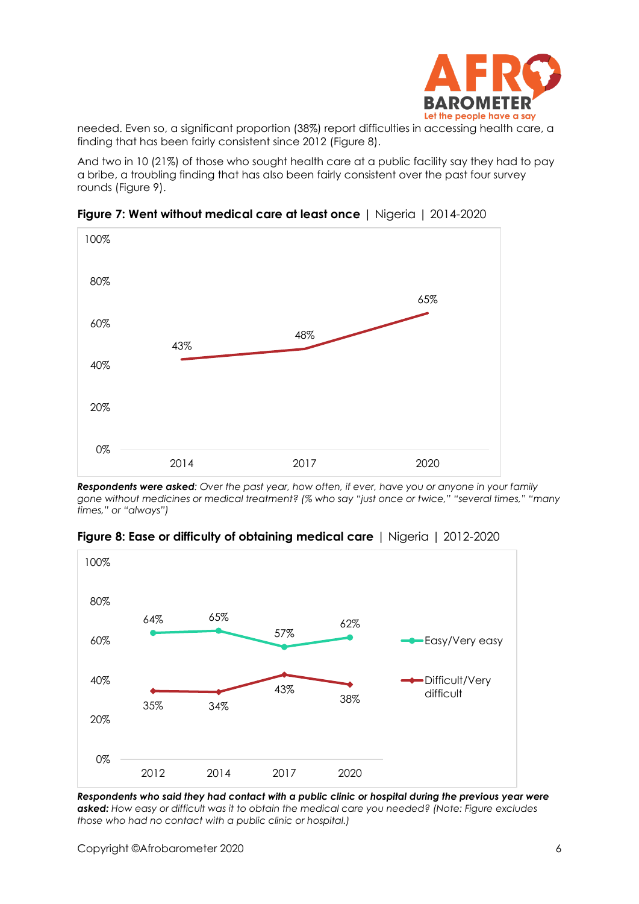needed. Even so, a significant proportion (38%) report difficulties in accessing health care, a finding that has been fairly consistent since 2012 (Figure 8).

And two in 10 (21%) of those who sought health care at a public facility say they had to pay a bribe, a troubling finding that has also been fairly consistent over the past four survey rounds (Figure 9).

**Figure 7: Went without medical care at least once** | Nigeria | 2014-2020

| Year | Went without medical care at least once |
|---|---|
| 2014 | 43% |
| 2017 | 48% |
| 2020 | 65% |

***Respondents were asked**: Over the past year, how often, if ever, have you or anyone in your family gone without medicines or medical treatment? (% who say "just once or twice," "several times," "many times," or "always")*

**Figure 8: Ease or difficulty of obtaining medical care** | Nigeria | 2012-2020

| Year | Easy/Very easy | Difficult/Very difficult |
|---|---|---|
| 2012 | 64% | 35% |
| 2014 | 65% | 34% |
| 2017 | 57% | 43% |
| 2020 | 62% | 38% |

***Respondents who said they had contact with a public clinic or hospital during the previous year were asked:** How easy or difficult was it to obtain the medical care you needed? (Note: Figure excludes those who had no contact with a public clinic or hospital.)*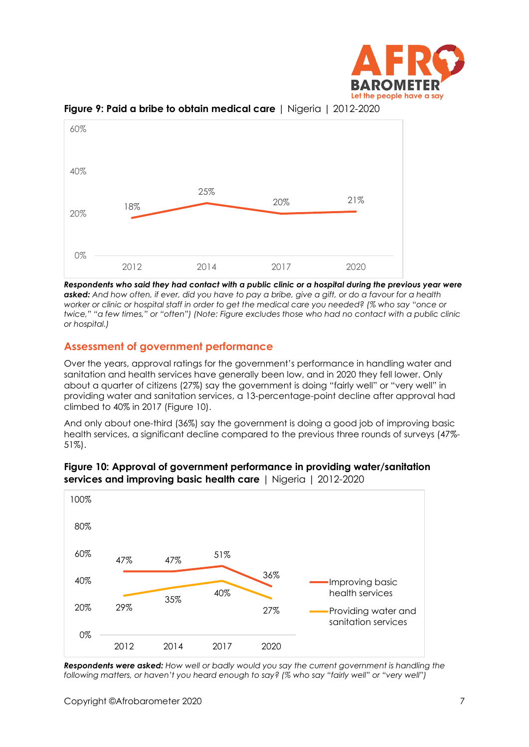**Figure 9: Paid a bribe to obtain medical care** | Nigeria | 2012-2020

| Year | % |
|---|---|
| 2012 | 18% |
| 2014 | 25% |
| 2017 | 20% |
| 2020 | 21% |

***Respondents who said they had contact with a public clinic or a hospital during the previous year were asked:*** *And how often, if ever, did you have to pay a bribe, give a gift, or do a favour for a health worker or clinic or hospital staff in order to get the medical care you needed? (% who say "once or twice," "a few times," or "often") (Note: Figure excludes those who had no contact with a public clinic or hospital.)*

## Assessment of government performance

Over the years, approval ratings for the government's performance in handling water and sanitation and health services have generally been low, and in 2020 they fell lower. Only about a quarter of citizens (27%) say the government is doing "fairly well" or "very well" in providing water and sanitation services, a 13-percentage-point decline after approval had climbed to 40% in 2017 (Figure 10).

And only about one-third (36%) say the government is doing a good job of improving basic health services, a significant decline compared to the previous three rounds of surveys (47%-51%).

**Figure 10: Approval of government performance in providing water/sanitation services and improving basic health care** | Nigeria | 2012-2020

| | 2012 | 2014 | 2017 | 2020 |
|---|---|---|---|---|
| Improving basic health services | 47% | 47% | 51% | 36% |
| Providing water and sanitation services | 29% | 35% | 40% | 27% |

***Respondents were asked:*** *How well or badly would you say the current government is handling the following matters, or haven't you heard enough to say? (% who say "fairly well" or "very well")*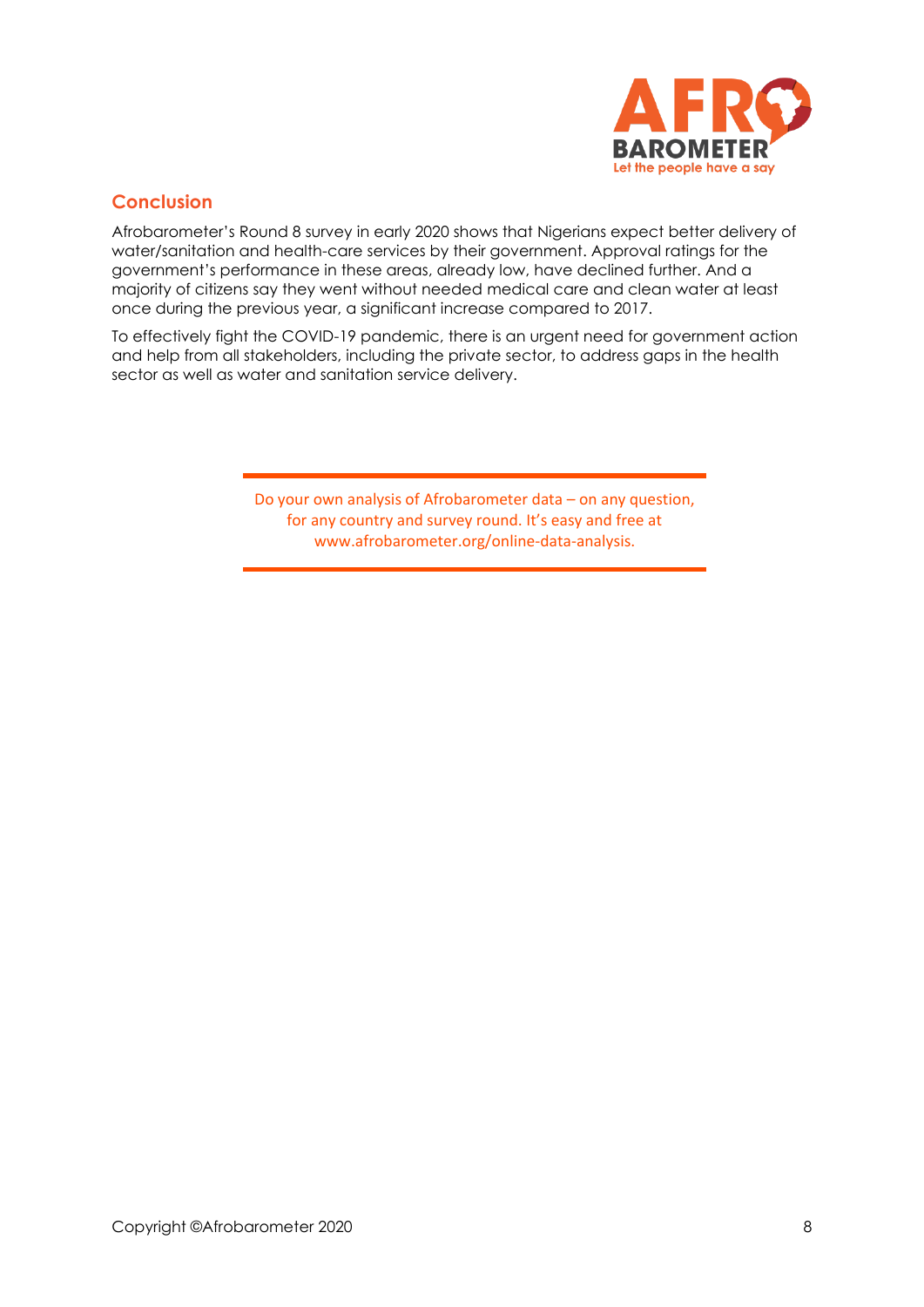## Conclusion

Afrobarometer's Round 8 survey in early 2020 shows that Nigerians expect better delivery of water/sanitation and health-care services by their government. Approval ratings for the government's performance in these areas, already low, have declined further. And a majority of citizens say they went without needed medical care and clean water at least once during the previous year, a significant increase compared to 2017.

To effectively fight the COVID-19 pandemic, there is an urgent need for government action and help from all stakeholders, including the private sector, to address gaps in the health sector as well as water and sanitation service delivery.

Do your own analysis of Afrobarometer data – on any question, for any country and survey round. It's easy and free at www.afrobarometer.org/online-data-analysis.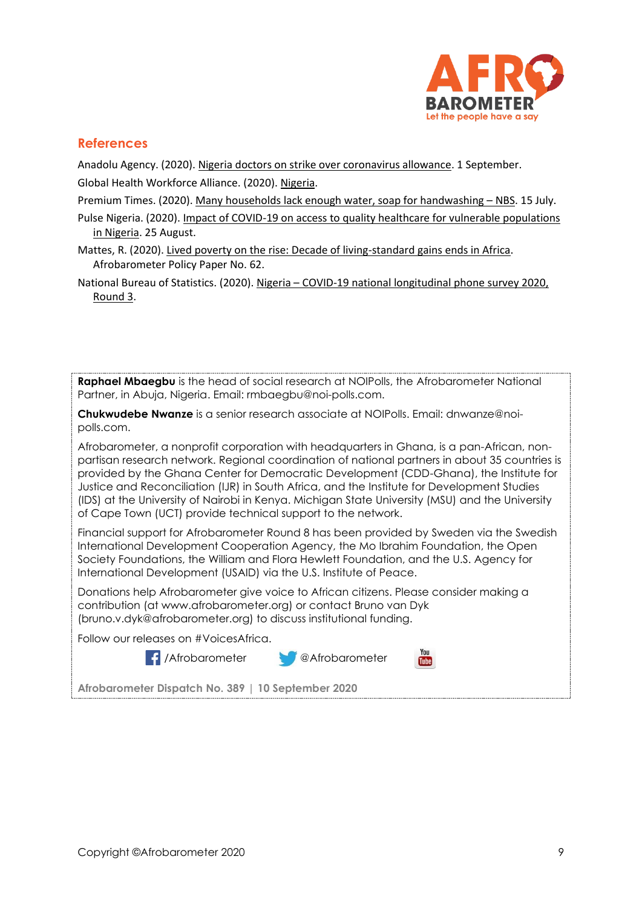## References

Anadolu Agency. (2020). Nigeria doctors on strike over coronavirus allowance. 1 September.

Global Health Workforce Alliance. (2020). Nigeria.

Premium Times. (2020). Many households lack enough water, soap for handwashing – NBS. 15 July.

Pulse Nigeria. (2020). Impact of COVID-19 on access to quality healthcare for vulnerable populations in Nigeria. 25 August.

Mattes, R. (2020). Lived poverty on the rise: Decade of living-standard gains ends in Africa. Afrobarometer Policy Paper No. 62.

National Bureau of Statistics. (2020). Nigeria – COVID-19 national longitudinal phone survey 2020, Round 3.

**Raphael Mbaegbu** is the head of social research at NOIPolls, the Afrobarometer National Partner, in Abuja, Nigeria. Email: rmbaegbu@noi-polls.com.

**Chukwudebe Nwanze** is a senior research associate at NOIPolls. Email: dnwanze@noi-polls.com.

Afrobarometer, a nonprofit corporation with headquarters in Ghana, is a pan-African, non-partisan research network. Regional coordination of national partners in about 35 countries is provided by the Ghana Center for Democratic Development (CDD-Ghana), the Institute for Justice and Reconciliation (IJR) in South Africa, and the Institute for Development Studies (IDS) at the University of Nairobi in Kenya. Michigan State University (MSU) and the University of Cape Town (UCT) provide technical support to the network.

Financial support for Afrobarometer Round 8 has been provided by Sweden via the Swedish International Development Cooperation Agency, the Mo Ibrahim Foundation, the Open Society Foundations, the William and Flora Hewlett Foundation, and the U.S. Agency for International Development (USAID) via the U.S. Institute of Peace.

Donations help Afrobarometer give voice to African citizens. Please consider making a contribution (at www.afrobarometer.org) or contact Bruno van Dyk (bruno.v.dyk@afrobarometer.org) to discuss institutional funding.

Follow our releases on #VoicesAfrica.

/Afrobarometer @Afrobarometer

**Afrobarometer Dispatch No. 389 | 10 September 2020**

Copyright ©Afrobarometer 2020